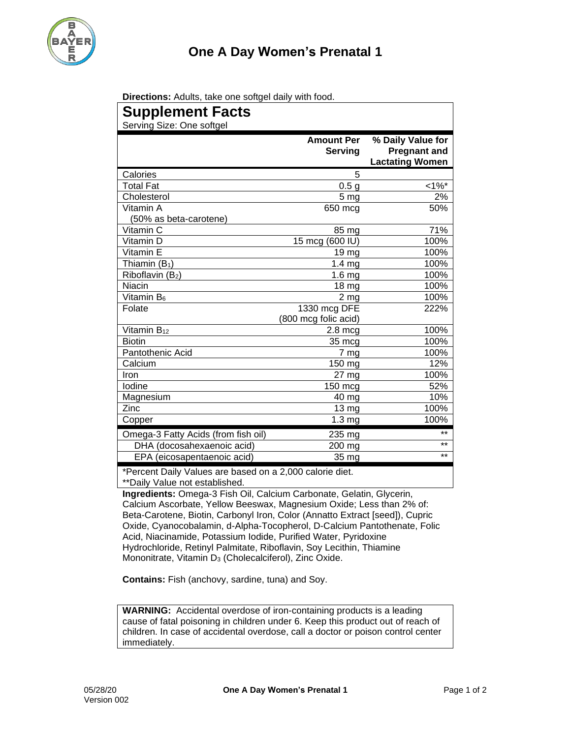# One A Day Women's Prenatal 1

**Directions:** Adults, take one softgel daily with food.

## Supplement Facts

Serving Size: One softgel

| | Amount Per Serving | % Daily Value for Pregnant and Lactating Women |
|---|---|---|
| Calories | 5 | |
| Total Fat | 0.5 g | <1%* |
| Cholesterol | 5 mg | 2% |
| Vitamin A (50% as beta-carotene) | 650 mcg | 50% |
| Vitamin C | 85 mg | 71% |
| Vitamin D | 15 mcg (600 IU) | 100% |
| Vitamin E | 19 mg | 100% |
| Thiamin ($B_1$) | 1.4 mg | 100% |
| Riboflavin ($B_2$) | 1.6 mg | 100% |
| Niacin | 18 mg | 100% |
| Vitamin $B_6$ | 2 mg | 100% |
| Folate | 1330 mcg DFE (800 mcg folic acid) | 222% |
| Vitamin $B_{12}$ | 2.8 mcg | 100% |
| Biotin | 35 mcg | 100% |
| Pantothenic Acid | 7 mg | 100% |
| Calcium | 150 mg | 12% |
| Iron | 27 mg | 100% |
| Iodine | 150 mcg | 52% |
| Magnesium | 40 mg | 10% |
| Zinc | 13 mg | 100% |
| Copper | 1.3 mg | 100% |
| Omega-3 Fatty Acids (from fish oil) | 235 mg | ** |
| DHA (docosahexaenoic acid) | 200 mg | ** |
| EPA (eicosapentaenoic acid) | 35 mg | ** |

*Percent Daily Values are based on a 2,000 calorie diet.
**Daily Value not established.

**Ingredients:** Omega-3 Fish Oil, Calcium Carbonate, Gelatin, Glycerin, Calcium Ascorbate, Yellow Beeswax, Magnesium Oxide; Less than 2% of: Beta-Carotene, Biotin, Carbonyl Iron, Color (Annatto Extract [seed]), Cupric Oxide, Cyanocobalamin, d-Alpha-Tocopherol, D-Calcium Pantothenate, Folic Acid, Niacinamide, Potassium Iodide, Purified Water, Pyridoxine Hydrochloride, Retinyl Palmitate, Riboflavin, Soy Lecithin, Thiamine Mononitrate, Vitamin $D_3$ (Cholecalciferol), Zinc Oxide.

**Contains:** Fish (anchovy, sardine, tuna) and Soy.

**WARNING:** Accidental overdose of iron-containing products is a leading cause of fatal poisoning in children under 6. Keep this product out of reach of children. In case of accidental overdose, call a doctor or poison control center immediately.

05/28/20
Version 002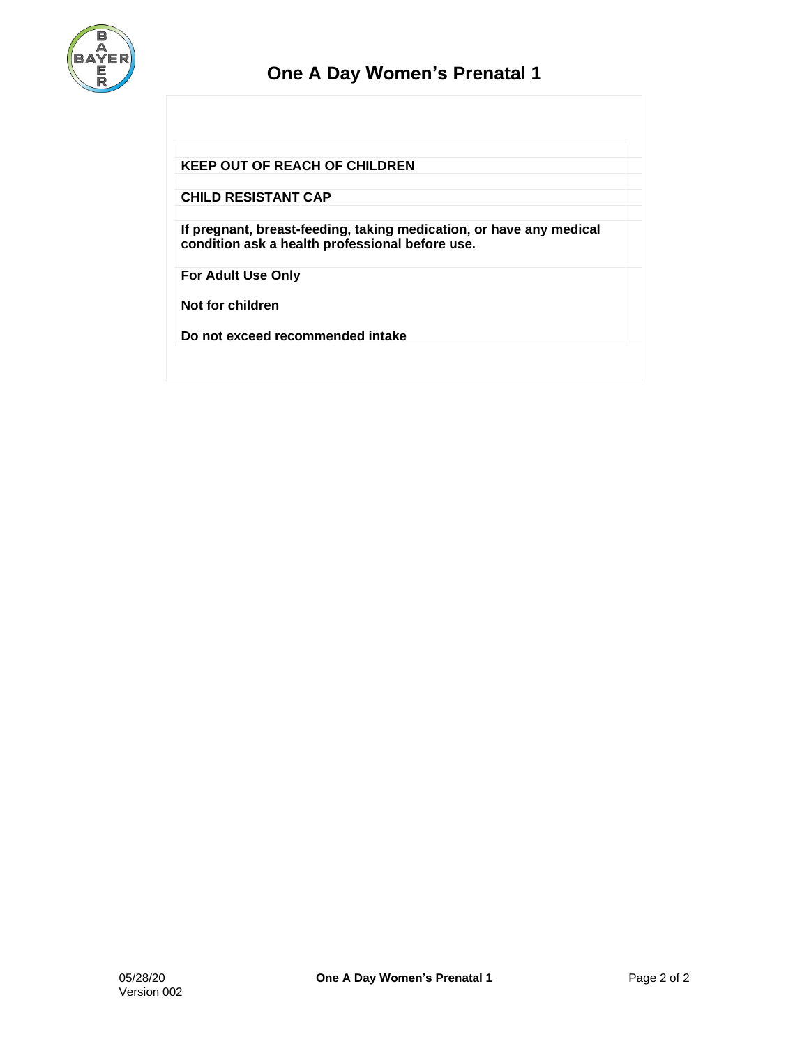**KEEP OUT OF REACH OF CHILDREN**

**CHILD RESISTANT CAP**

**If pregnant, breast-feeding, taking medication, or have any medical condition ask a health professional before use.**

**For Adult Use Only**

**Not for children**

**Do not exceed recommended intake**